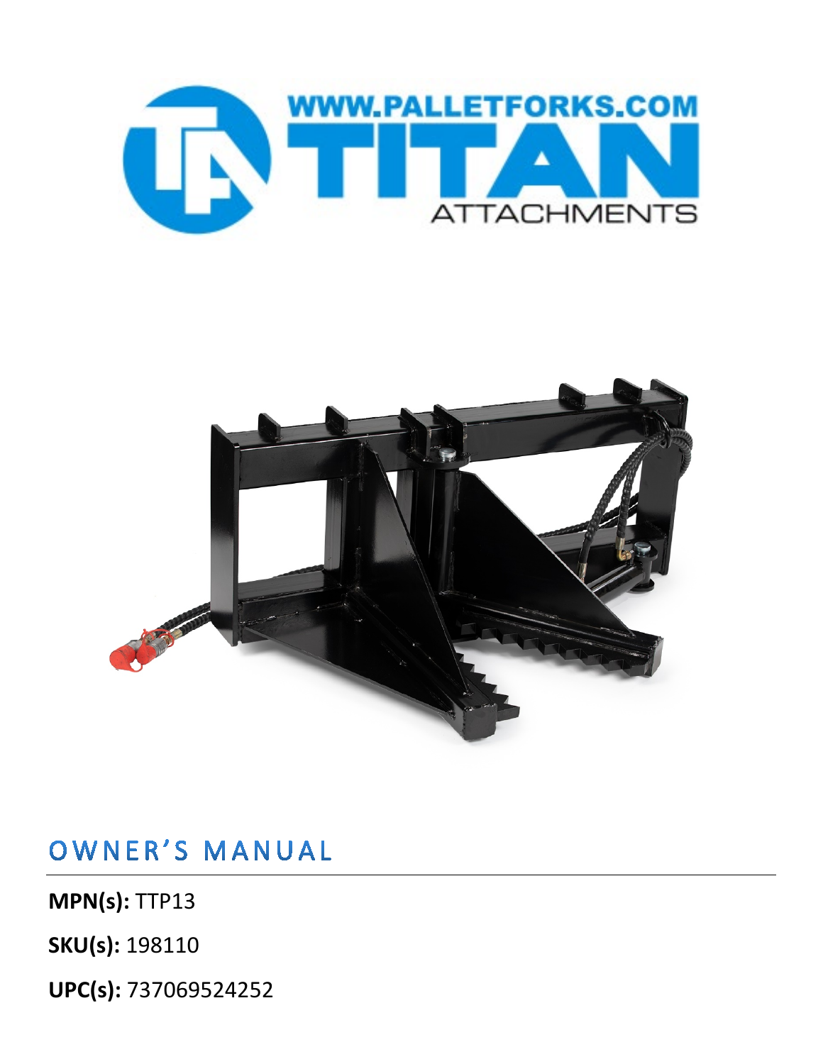WWW.PALLETFORKS.COM

TITAN

ATTACHMENTS

# OWNER'S MANUAL

**MPN(s):** TTP13

**SKU(s):** 198110

**UPC(s):** 737069524252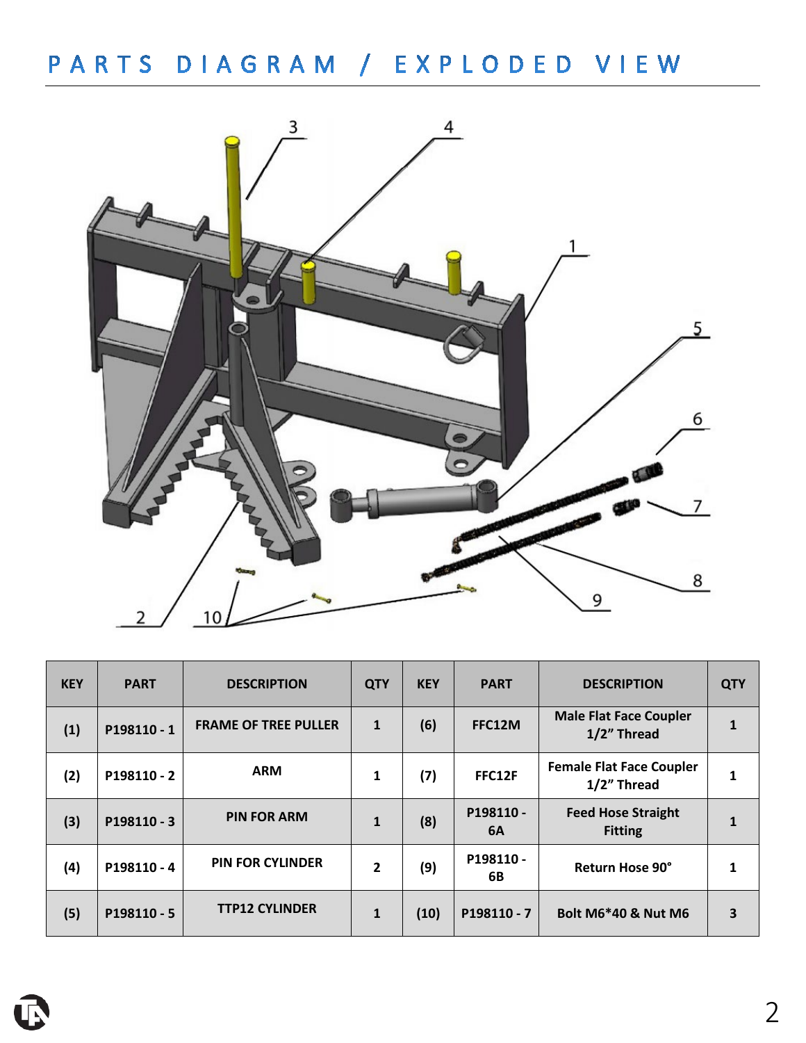# PARTS DIAGRAM / EXPLODED VIEW

| KEY | PART | DESCRIPTION | QTY | KEY | PART | DESCRIPTION | QTY |
|---|---|---|---|---|---|---|---|
| (1) | P198110 - 1 | FRAME OF TREE PULLER | 1 | (6) | FFC12M | Male Flat Face Coupler 1/2" Thread | 1 |
| (2) | P198110 - 2 | ARM | 1 | (7) | FFC12F | Female Flat Face Coupler 1/2" Thread | 1 |
| (3) | P198110 - 3 | PIN FOR ARM | 1 | (8) | P198110 - 6A | Feed Hose Straight Fitting | 1 |
| (4) | P198110 - 4 | PIN FOR CYLINDER | 2 | (9) | P198110 - 6B | Return Hose 90° | 1 |
| (5) | P198110 - 5 | TTP12 CYLINDER | 1 | (10) | P198110 - 7 | Bolt M6*40 & Nut M6 | 3 |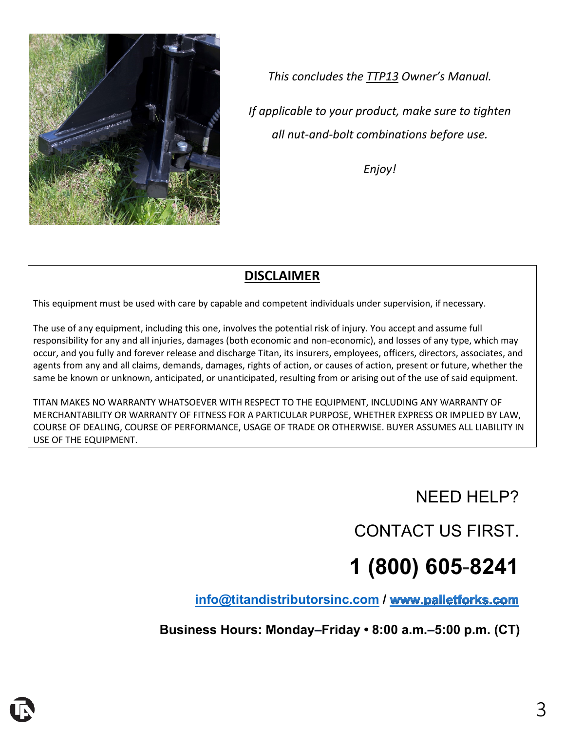*This concludes the TTP13 Owner's Manual.*

*If applicable to your product, make sure to tighten all nut-and-bolt combinations before use.*

*Enjoy!*

## DISCLAIMER

This equipment must be used with care by capable and competent individuals under supervision, if necessary.

The use of any equipment, including this one, involves the potential risk of injury. You accept and assume full responsibility for any and all injuries, damages (both economic and non-economic), and losses of any type, which may occur, and you fully and forever release and discharge Titan, its insurers, employees, officers, directors, associates, and agents from any and all claims, demands, damages, rights of action, or causes of action, present or future, whether the same be known or unknown, anticipated, or unanticipated, resulting from or arising out of the use of said equipment.

TITAN MAKES NO WARRANTY WHATSOEVER WITH RESPECT TO THE EQUIPMENT, INCLUDING ANY WARRANTY OF MERCHANTABILITY OR WARRANTY OF FITNESS FOR A PARTICULAR PURPOSE, WHETHER EXPRESS OR IMPLIED BY LAW, COURSE OF DEALING, COURSE OF PERFORMANCE, USAGE OF TRADE OR OTHERWISE. BUYER ASSUMES ALL LIABILITY IN USE OF THE EQUIPMENT.

NEED HELP?

CONTACT US FIRST.

**1 (800) 605-8241**

**info@titandistributorsinc.com / www.palletforks.com**

**Business Hours: Monday–Friday • 8:00 a.m.–5:00 p.m. (CT)**